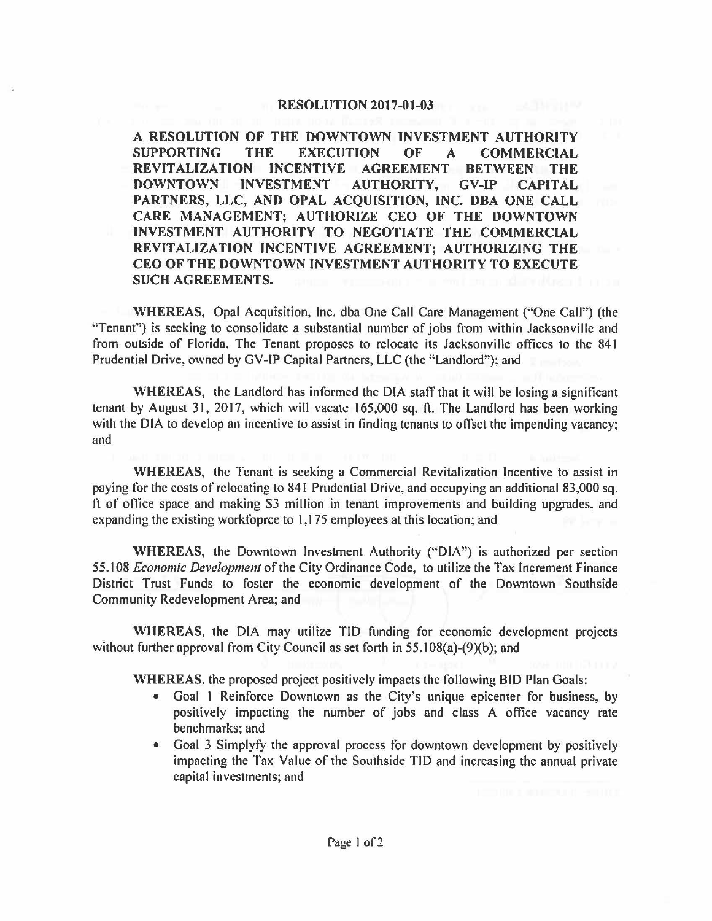# RESOLUTION 2017-01-03

**A RESOLUTION OF THE DOWNTOWN INVESTMENT AUTHORITY SUPPORTING THE EXECUTION OF A COMMERCIAL REVITALIZATION INCENTIVE AGREEMENT BETWEEN THE DOWNTOWN INVESTMENT AUTHORITY, GV-IP CAPITAL PARTNERS, LLC, AND OPAL ACQUISITION, INC. DBA ONE CALL CARE MANAGEMENT; AUTHORIZE CEO OF THE DOWNTOWN INVESTMENT AUTHORITY TO NEGOTIATE THE COMMERCIAL REVITALIZATION INCENTIVE AGREEMENT; AUTHORIZING THE CEO OF THE DOWNTOWN INVESTMENT AUTHORITY TO EXECUTE SUCH AGREEMENTS.**

**WHEREAS,** Opal Acquisition, Inc. dba One Call Care Management ("One Call") (the "Tenant") is seeking to consolidate a substantial number of jobs from within Jacksonville and from outside of Florida. The Tenant proposes to relocate its Jacksonville offices to the 841 Prudential Drive, owned by GV-IP Capital Partners, LLC (the "Landlord"); and

**WHEREAS,** the Landlord has informed the DIA staff that it will be losing a significant tenant by August 31, 2017, which will vacate 165,000 sq. ft. The Landlord has been working with the DIA to develop an incentive to assist in finding tenants to offset the impending vacancy; and

**WHEREAS,** the Tenant is seeking a Commercial Revitalization Incentive to assist in paying for the costs of relocating to 841 Prudential Drive, and occupying an additional 83,000 sq. ft of office space and making $3 million in tenant improvements and building upgrades, and expanding the existing workfoprce to 1,175 employees at this location; and

**WHEREAS,** the Downtown Investment Authority ("DIA") is authorized per section 55.108 *Economic Development* of the City Ordinance Code, to utilize the Tax Increment Finance District Trust Funds to foster the economic development of the Downtown Southside Community Redevelopment Area; and

**WHEREAS,** the DIA may utilize TID funding for economic development projects without further approval from City Council as set forth in 55.108(a)-(9)(b); and

**WHEREAS,** the proposed project positively impacts the following BID Plan Goals:

- Goal 1 Reinforce Downtown as the City's unique epicenter for business, by positively impacting the number of jobs and class A office vacancy rate benchmarks; and
- Goal 3 Simplyfy the approval process for downtown development by positively impacting the Tax Value of the Southside TID and increasing the annual private capital investments; and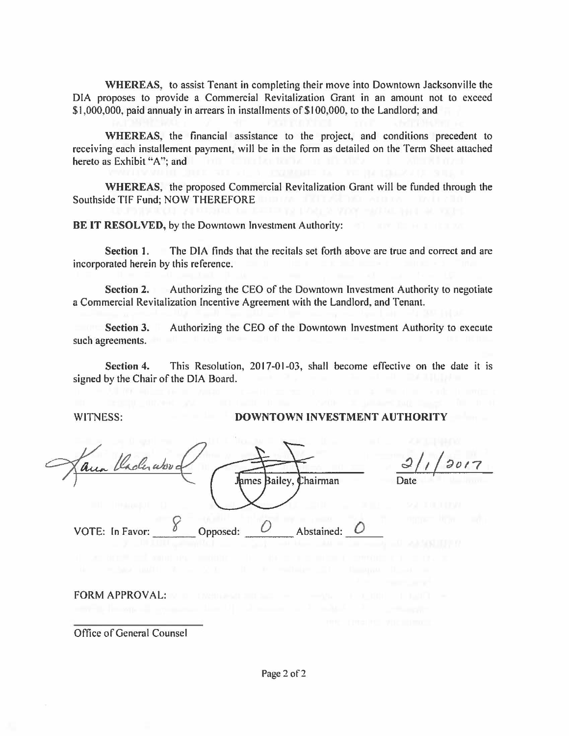**WHEREAS,** to assist Tenant in completing their move into Downtown Jacksonville the DIA proposes to provide a Commercial Revitalization Grant in an amount not to exceed $1,000,000, paid annualy in arrears in installments of $100,000, to the Landlord; and

**WHEREAS,** the financial assistance to the project, and conditions precedent to receiving each installement payment, will be in the form as detailed on the Term Sheet attached hereto as Exhibit "A"; and

**WHEREAS,** the proposed Commercial Revitalization Grant will be funded through the Southside TIF Fund; NOW THEREFORE

**BE IT RESOLVED,** by the Downtown Investment Authority:

**Section 1.** The DIA finds that the recitals set forth above are true and correct and are incorporated herein by this reference.

**Section 2.** Authorizing the CEO of the Downtown Investment Authority to negotiate a Commercial Revitalization Incentive Agreement with the Landlord, and Tenant.

**Section 3.** Authorizing the CEO of the Downtown Investment Authority to execute such agreements.

**Section 4.** This Resolution, 2017-01-03, shall become effective on the date it is signed by the Chair of the DIA Board.

WITNESS: **DOWNTOWN INVESTMENT AUTHORITY**

James Bailey, Chairman — Date: 2/1/2017

VOTE: In Favor: 8 Opposed: 0 Abstained: 0

FORM APPROVAL:

Office of General Counsel